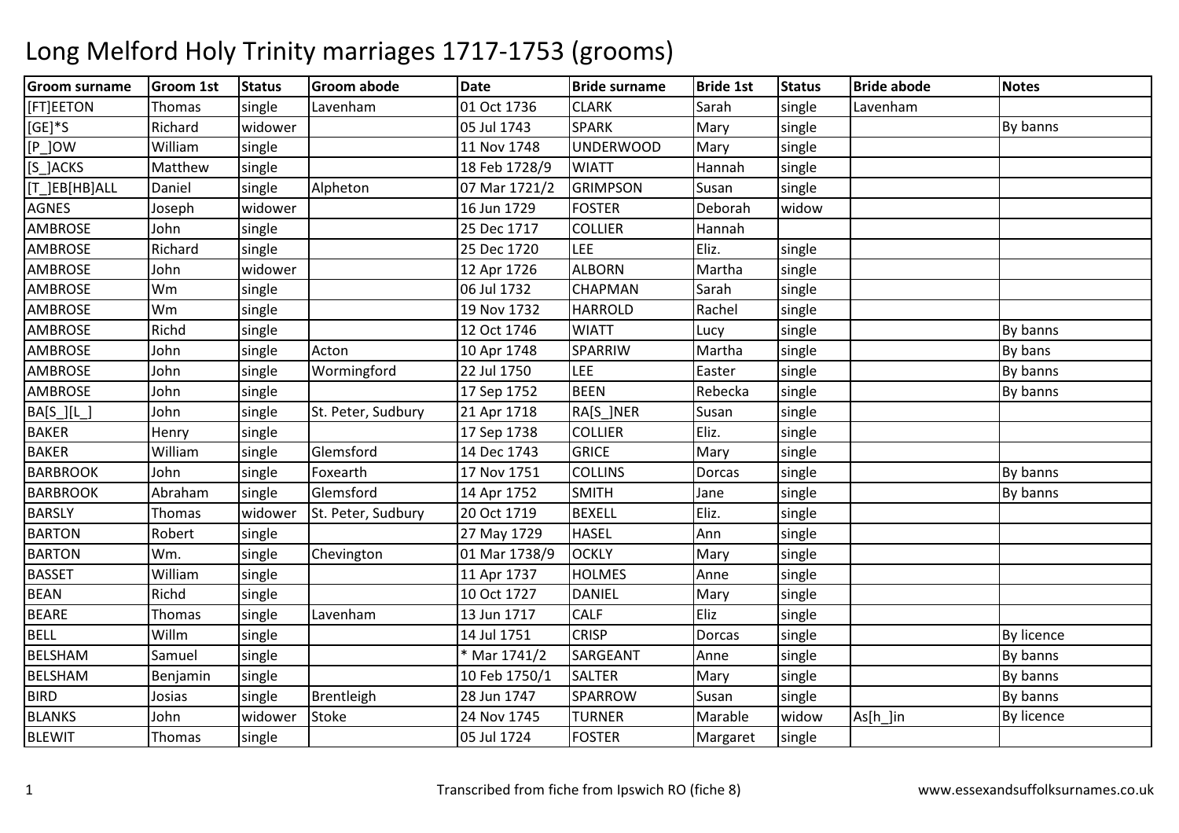# Long Melford Holy Trinity marriages 1717-1753 (grooms)

| Groom surname | Groom 1st | Status | Groom abode | Date | Bride surname | Bride 1st | Status | Bride abode | Notes |
|---|---|---|---|---|---|---|---|---|---|
| [FT]EETON | Thomas | single | Lavenham | 01 Oct 1736 | CLARK | Sarah | single | Lavenham | |
| [GE]*S | Richard | widower | | 05 Jul 1743 | SPARK | Mary | single | | By banns |
| [P_]OW | William | single | | 11 Nov 1748 | UNDERWOOD | Mary | single | | |
| [S_]ACKS | Matthew | single | | 18 Feb 1728/9 | WIATT | Hannah | single | | |
| [T_]EB[HB]ALL | Daniel | single | Alpheton | 07 Mar 1721/2 | GRIMPSON | Susan | single | | |
| AGNES | Joseph | widower | | 16 Jun 1729 | FOSTER | Deborah | widow | | |
| AMBROSE | John | single | | 25 Dec 1717 | COLLIER | Hannah | | | |
| AMBROSE | Richard | single | | 25 Dec 1720 | LEE | Eliz. | single | | |
| AMBROSE | John | widower | | 12 Apr 1726 | ALBORN | Martha | single | | |
| AMBROSE | Wm | single | | 06 Jul 1732 | CHAPMAN | Sarah | single | | |
| AMBROSE | Wm | single | | 19 Nov 1732 | HARROLD | Rachel | single | | |
| AMBROSE | Richd | single | | 12 Oct 1746 | WIATT | Lucy | single | | By banns |
| AMBROSE | John | single | Acton | 10 Apr 1748 | SPARRIW | Martha | single | | By bans |
| AMBROSE | John | single | Wormingford | 22 Jul 1750 | LEE | Easter | single | | By banns |
| AMBROSE | John | single | | 17 Sep 1752 | BEEN | Rebecka | single | | By banns |
| BA[S_][L_] | John | single | St. Peter, Sudbury | 21 Apr 1718 | RA[S_]NER | Susan | single | | |
| BAKER | Henry | single | | 17 Sep 1738 | COLLIER | Eliz. | single | | |
| BAKER | William | single | Glemsford | 14 Dec 1743 | GRICE | Mary | single | | |
| BARBROOK | John | single | Foxearth | 17 Nov 1751 | COLLINS | Dorcas | single | | By banns |
| BARBROOK | Abraham | single | Glemsford | 14 Apr 1752 | SMITH | Jane | single | | By banns |
| BARSLY | Thomas | widower | St. Peter, Sudbury | 20 Oct 1719 | BEXELL | Eliz. | single | | |
| BARTON | Robert | single | | 27 May 1729 | HASEL | Ann | single | | |
| BARTON | Wm. | single | Chevington | 01 Mar 1738/9 | OCKLY | Mary | single | | |
| BASSET | William | single | | 11 Apr 1737 | HOLMES | Anne | single | | |
| BEAN | Richd | single | | 10 Oct 1727 | DANIEL | Mary | single | | |
| BEARE | Thomas | single | Lavenham | 13 Jun 1717 | CALF | Eliz | single | | |
| BELL | Willm | single | | 14 Jul 1751 | CRISP | Dorcas | single | | By licence |
| BELSHAM | Samuel | single | | * Mar 1741/2 | SARGEANT | Anne | single | | By banns |
| BELSHAM | Benjamin | single | | 10 Feb 1750/1 | SALTER | Mary | single | | By banns |
| BIRD | Josias | single | Brentleigh | 28 Jun 1747 | SPARROW | Susan | single | | By banns |
| BLANKS | John | widower | Stoke | 24 Nov 1745 | TURNER | Marable | widow | As[h_]in | By licence |
| BLEWIT | Thomas | single | | 05 Jul 1724 | FOSTER | Margaret | single | | |

Transcribed from fiche from Ipswich RO (fiche 8) www.essexandsuffolksurnames.co.uk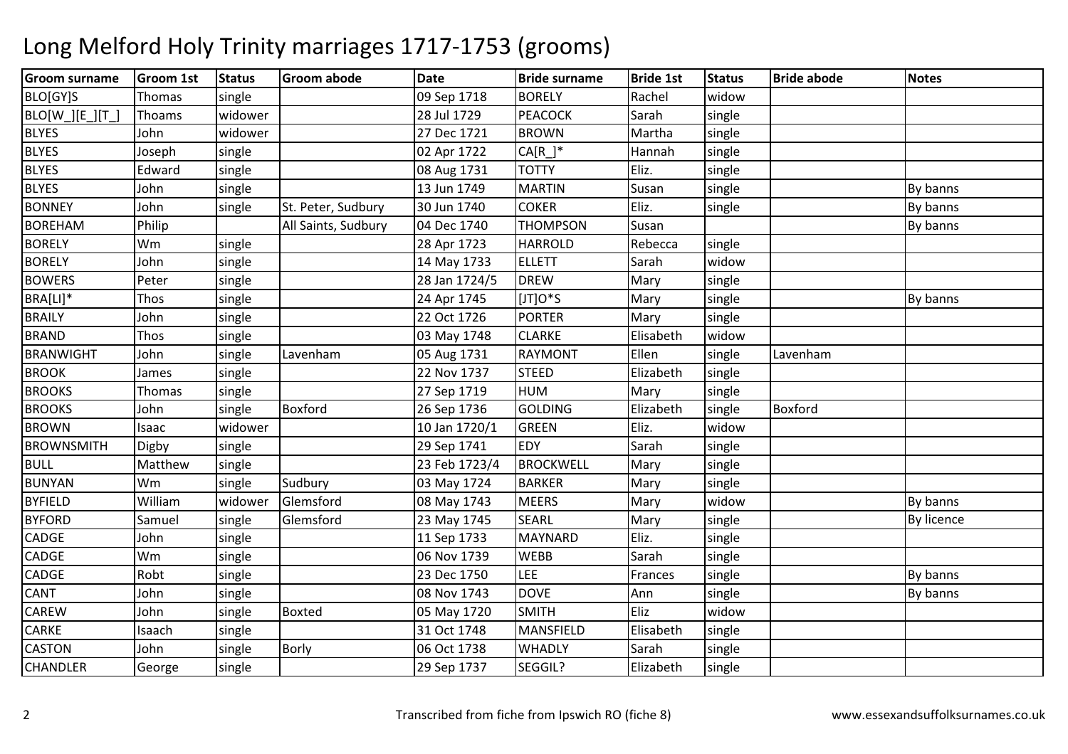# Long Melford Holy Trinity marriages 1717-1753 (grooms)

| Groom surname | Groom 1st | Status | Groom abode | Date | Bride surname | Bride 1st | Status | Bride abode | Notes |
|---|---|---|---|---|---|---|---|---|---|
| BLO[GY]S | Thomas | single | | 09 Sep 1718 | BORELY | Rachel | widow | | |
| BLO[W_][E_][T_] | Thoams | widower | | 28 Jul 1729 | PEACOCK | Sarah | single | | |
| BLYES | John | widower | | 27 Dec 1721 | BROWN | Martha | single | | |
| BLYES | Joseph | single | | 02 Apr 1722 | CA[R_]* | Hannah | single | | |
| BLYES | Edward | single | | 08 Aug 1731 | TOTTY | Eliz. | single | | |
| BLYES | John | single | | 13 Jun 1749 | MARTIN | Susan | single | | By banns |
| BONNEY | John | single | St. Peter, Sudbury | 30 Jun 1740 | COKER | Eliz. | single | | By banns |
| BOREHAM | Philip | | All Saints, Sudbury | 04 Dec 1740 | THOMPSON | Susan | | | By banns |
| BORELY | Wm | single | | 28 Apr 1723 | HARROLD | Rebecca | single | | |
| BORELY | John | single | | 14 May 1733 | ELLETT | Sarah | widow | | |
| BOWERS | Peter | single | | 28 Jan 1724/5 | DREW | Mary | single | | |
| BRA[LI]* | Thos | single | | 24 Apr 1745 | [JT]O*S | Mary | single | | By banns |
| BRAILY | John | single | | 22 Oct 1726 | PORTER | Mary | single | | |
| BRAND | Thos | single | | 03 May 1748 | CLARKE | Elisabeth | widow | | |
| BRANWIGHT | John | single | Lavenham | 05 Aug 1731 | RAYMONT | Ellen | single | Lavenham | |
| BROOK | James | single | | 22 Nov 1737 | STEED | Elizabeth | single | | |
| BROOKS | Thomas | single | | 27 Sep 1719 | HUM | Mary | single | | |
| BROOKS | John | single | Boxford | 26 Sep 1736 | GOLDING | Elizabeth | single | Boxford | |
| BROWN | Isaac | widower | | 10 Jan 1720/1 | GREEN | Eliz. | widow | | |
| BROWNSMITH | Digby | single | | 29 Sep 1741 | EDY | Sarah | single | | |
| BULL | Matthew | single | | 23 Feb 1723/4 | BROCKWELL | Mary | single | | |
| BUNYAN | Wm | single | Sudbury | 03 May 1724 | BARKER | Mary | single | | |
| BYFIELD | William | widower | Glemsford | 08 May 1743 | MEERS | Mary | widow | | By banns |
| BYFORD | Samuel | single | Glemsford | 23 May 1745 | SEARL | Mary | single | | By licence |
| CADGE | John | single | | 11 Sep 1733 | MAYNARD | Eliz. | single | | |
| CADGE | Wm | single | | 06 Nov 1739 | WEBB | Sarah | single | | |
| CADGE | Robt | single | | 23 Dec 1750 | LEE | Frances | single | | By banns |
| CANT | John | single | | 08 Nov 1743 | DOVE | Ann | single | | By banns |
| CAREW | John | single | Boxted | 05 May 1720 | SMITH | Eliz | widow | | |
| CARKE | Isaach | single | | 31 Oct 1748 | MANSFIELD | Elisabeth | single | | |
| CASTON | John | single | Borly | 06 Oct 1738 | WHADLY | Sarah | single | | |
| CHANDLER | George | single | | 29 Sep 1737 | SEGGIL? | Elizabeth | single | | |

Transcribed from fiche from Ipswich RO (fiche 8)

www.essexandsuffolksurnames.co.uk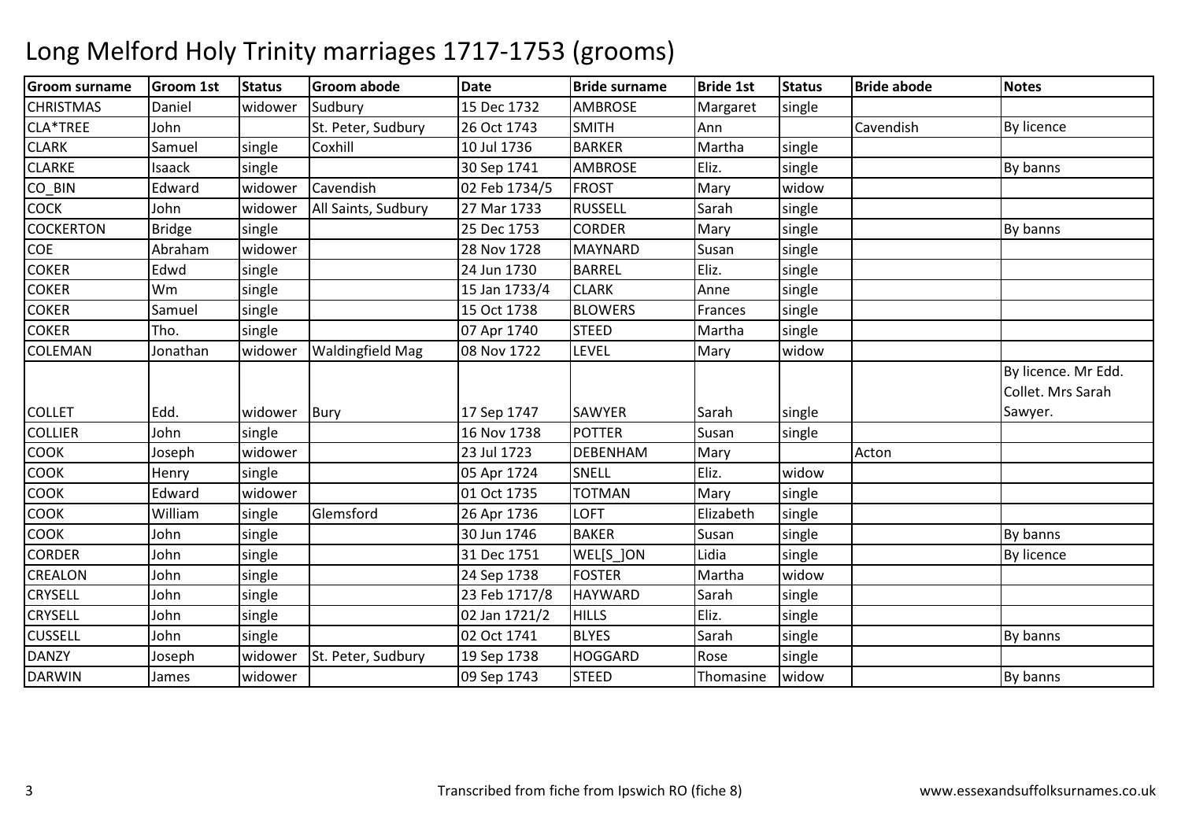# Long Melford Holy Trinity marriages 1717-1753 (grooms)

| Groom surname | Groom 1st | Status | Groom abode | Date | Bride surname | Bride 1st | Status | Bride abode | Notes |
|---|---|---|---|---|---|---|---|---|---|
| CHRISTMAS | Daniel | widower | Sudbury | 15 Dec 1732 | AMBROSE | Margaret | single | | |
| CLA*TREE | John | | St. Peter, Sudbury | 26 Oct 1743 | SMITH | Ann | | Cavendish | By licence |
| CLARK | Samuel | single | Coxhill | 10 Jul 1736 | BARKER | Martha | single | | |
| CLARKE | Isaack | single | | 30 Sep 1741 | AMBROSE | Eliz. | single | | By banns |
| CO_BIN | Edward | widower | Cavendish | 02 Feb 1734/5 | FROST | Mary | widow | | |
| COCK | John | widower | All Saints, Sudbury | 27 Mar 1733 | RUSSELL | Sarah | single | | |
| COCKERTON | Bridge | single | | 25 Dec 1753 | CORDER | Mary | single | | By banns |
| COE | Abraham | widower | | 28 Nov 1728 | MAYNARD | Susan | single | | |
| COKER | Edwd | single | | 24 Jun 1730 | BARREL | Eliz. | single | | |
| COKER | Wm | single | | 15 Jan 1733/4 | CLARK | Anne | single | | |
| COKER | Samuel | single | | 15 Oct 1738 | BLOWERS | Frances | single | | |
| COKER | Tho. | single | | 07 Apr 1740 | STEED | Martha | single | | |
| COLEMAN | Jonathan | widower | Waldingfield Mag | 08 Nov 1722 | LEVEL | Mary | widow | | |
| COLLET | Edd. | widower | Bury | 17 Sep 1747 | SAWYER | Sarah | single | | By licence. Mr Edd. Collet. Mrs Sarah Sawyer. |
| COLLIER | John | single | | 16 Nov 1738 | POTTER | Susan | single | | |
| COOK | Joseph | widower | | 23 Jul 1723 | DEBENHAM | Mary | | Acton | |
| COOK | Henry | single | | 05 Apr 1724 | SNELL | Eliz. | widow | | |
| COOK | Edward | widower | | 01 Oct 1735 | TOTMAN | Mary | single | | |
| COOK | William | single | Glemsford | 26 Apr 1736 | LOFT | Elizabeth | single | | |
| COOK | John | single | | 30 Jun 1746 | BAKER | Susan | single | | By banns |
| CORDER | John | single | | 31 Dec 1751 | WEL[S_]ON | Lidia | single | | By licence |
| CREALON | John | single | | 24 Sep 1738 | FOSTER | Martha | widow | | |
| CRYSELL | John | single | | 23 Feb 1717/8 | HAYWARD | Sarah | single | | |
| CRYSELL | John | single | | 02 Jan 1721/2 | HILLS | Eliz. | single | | |
| CUSSELL | John | single | | 02 Oct 1741 | BLYES | Sarah | single | | By banns |
| DANZY | Joseph | widower | St. Peter, Sudbury | 19 Sep 1738 | HOGGARD | Rose | single | | |
| DARWIN | James | widower | | 09 Sep 1743 | STEED | Thomasine | widow | | By banns |

Transcribed from fiche from Ipswich RO (fiche 8)

www.essexandsuffolksurnames.co.uk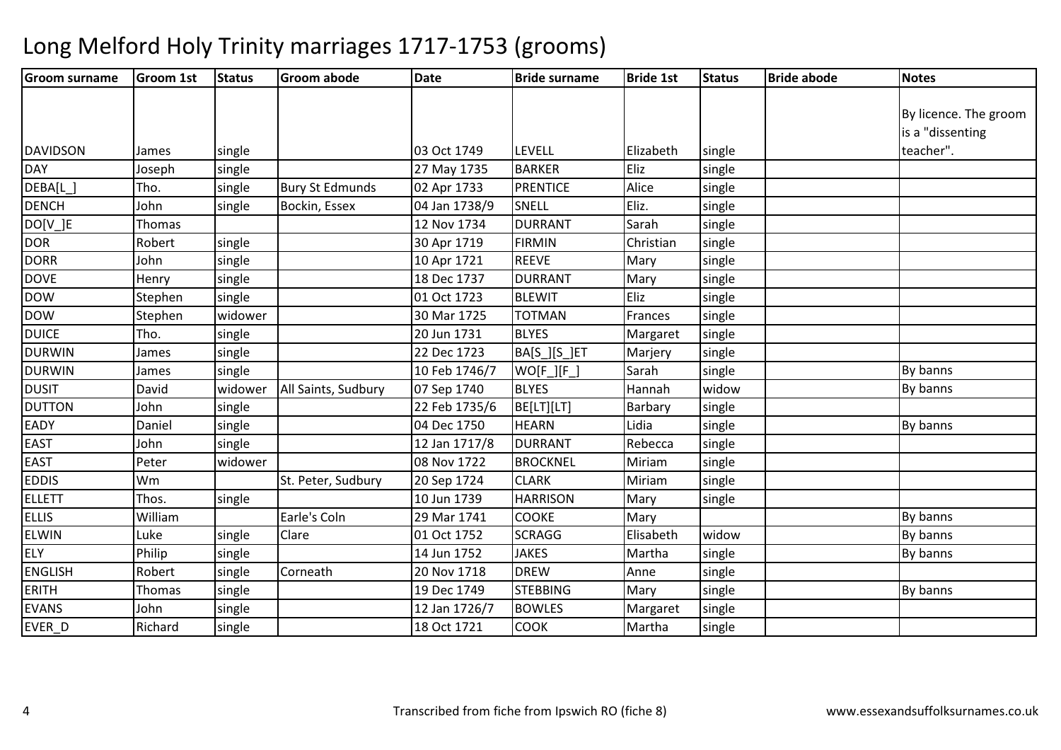# Long Melford Holy Trinity marriages 1717-1753 (grooms)

| Groom surname | Groom 1st | Status | Groom abode | Date | Bride surname | Bride 1st | Status | Bride abode | Notes |
|---|---|---|---|---|---|---|---|---|---|
| DAVIDSON | James | single | | 03 Oct 1749 | LEVELL | Elizabeth | single | | By licence. The groom is a "dissenting teacher". |
| DAY | Joseph | single | | 27 May 1735 | BARKER | Eliz | single | | |
| DEBA[L_] | Tho. | single | Bury St Edmunds | 02 Apr 1733 | PRENTICE | Alice | single | | |
| DENCH | John | single | Bockin, Essex | 04 Jan 1738/9 | SNELL | Eliz. | single | | |
| DO[V_]E | Thomas | | | 12 Nov 1734 | DURRANT | Sarah | single | | |
| DOR | Robert | single | | 30 Apr 1719 | FIRMIN | Christian | single | | |
| DORR | John | single | | 10 Apr 1721 | REEVE | Mary | single | | |
| DOVE | Henry | single | | 18 Dec 1737 | DURRANT | Mary | single | | |
| DOW | Stephen | single | | 01 Oct 1723 | BLEWIT | Eliz | single | | |
| DOW | Stephen | widower | | 30 Mar 1725 | TOTMAN | Frances | single | | |
| DUICE | Tho. | single | | 20 Jun 1731 | BLYES | Margaret | single | | |
| DURWIN | James | single | | 22 Dec 1723 | BA[S_][S_]ET | Marjery | single | | |
| DURWIN | James | single | | 10 Feb 1746/7 | WO[F_][F_] | Sarah | single | | By banns |
| DUSIT | David | widower | All Saints, Sudbury | 07 Sep 1740 | BLYES | Hannah | widow | | By banns |
| DUTTON | John | single | | 22 Feb 1735/6 | BE[LT][LT] | Barbary | single | | |
| EADY | Daniel | single | | 04 Dec 1750 | HEARN | Lidia | single | | By banns |
| EAST | John | single | | 12 Jan 1717/8 | DURRANT | Rebecca | single | | |
| EAST | Peter | widower | | 08 Nov 1722 | BROCKNEL | Miriam | single | | |
| EDDIS | Wm | | St. Peter, Sudbury | 20 Sep 1724 | CLARK | Miriam | single | | |
| ELLETT | Thos. | single | | 10 Jun 1739 | HARRISON | Mary | single | | |
| ELLIS | William | | Earle's Coln | 29 Mar 1741 | COOKE | Mary | | | By banns |
| ELWIN | Luke | single | Clare | 01 Oct 1752 | SCRAGG | Elisabeth | widow | | By banns |
| ELY | Philip | single | | 14 Jun 1752 | JAKES | Martha | single | | By banns |
| ENGLISH | Robert | single | Corneath | 20 Nov 1718 | DREW | Anne | single | | |
| ERITH | Thomas | single | | 19 Dec 1749 | STEBBING | Mary | single | | By banns |
| EVANS | John | single | | 12 Jan 1726/7 | BOWLES | Margaret | single | | |
| EVER_D | Richard | single | | 18 Oct 1721 | COOK | Martha | single | | |

Transcribed from fiche from Ipswich RO (fiche 8)

www.essexandsuffolksurnames.co.uk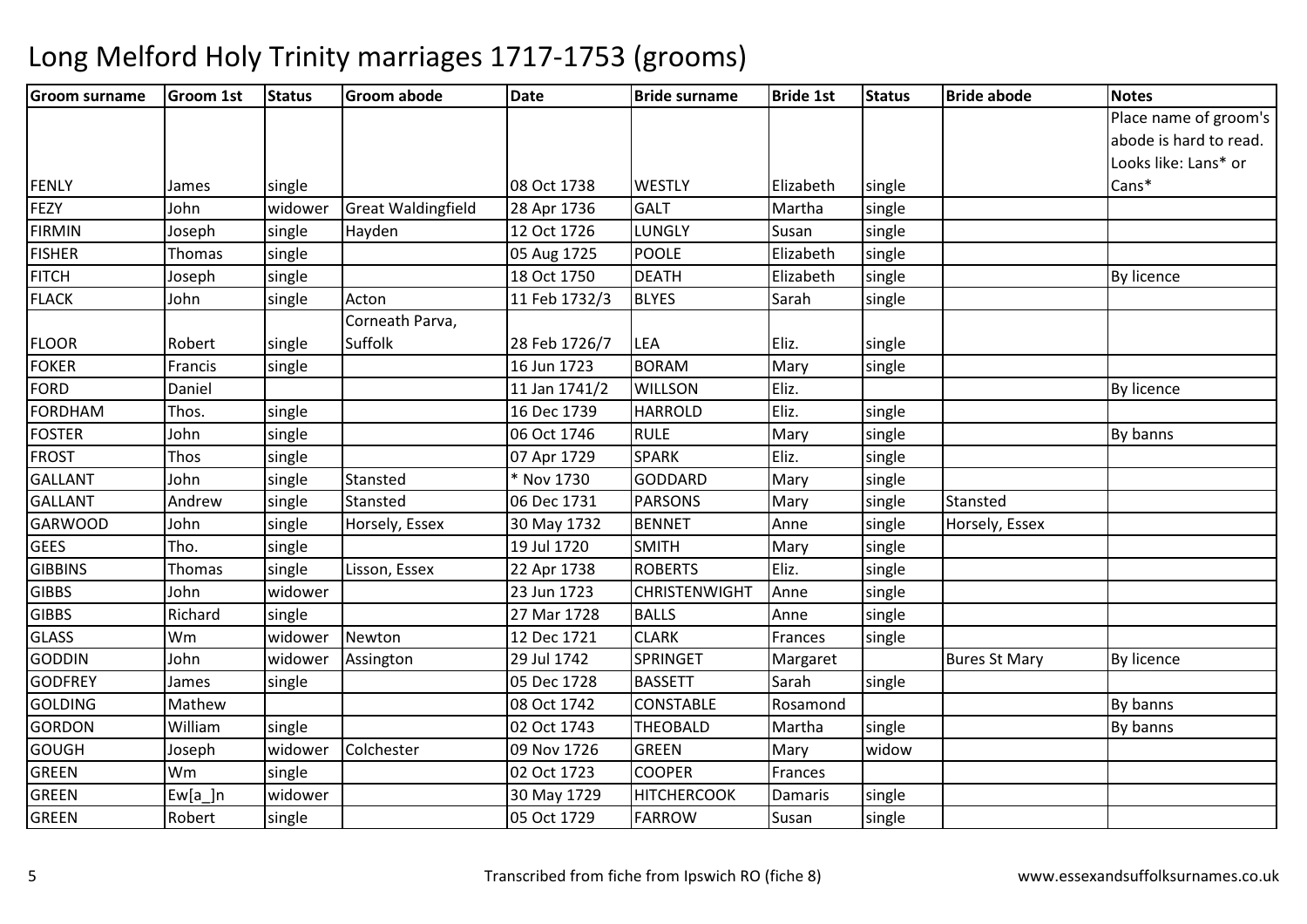# Long Melford Holy Trinity marriages 1717-1753 (grooms)

| Groom surname | Groom 1st | Status | Groom abode | Date | Bride surname | Bride 1st | Status | Bride abode | Notes |
|---|---|---|---|---|---|---|---|---|---|
| FENLY | James | single | | 08 Oct 1738 | WESTLY | Elizabeth | single | | Place name of groom's abode is hard to read. Looks like: Lans* or Cans* |
| FEZY | John | widower | Great Waldingfield | 28 Apr 1736 | GALT | Martha | single | | |
| FIRMIN | Joseph | single | Hayden | 12 Oct 1726 | LUNGLY | Susan | single | | |
| FISHER | Thomas | single | | 05 Aug 1725 | POOLE | Elizabeth | single | | |
| FITCH | Joseph | single | | 18 Oct 1750 | DEATH | Elizabeth | single | | By licence |
| FLACK | John | single | Acton | 11 Feb 1732/3 | BLYES | Sarah | single | | |
| FLOOR | Robert | single | Corneath Parva, Suffolk | 28 Feb 1726/7 | LEA | Eliz. | single | | |
| FOKER | Francis | single | | 16 Jun 1723 | BORAM | Mary | single | | |
| FORD | Daniel | | | 11 Jan 1741/2 | WILLSON | Eliz. | | | By licence |
| FORDHAM | Thos. | single | | 16 Dec 1739 | HARROLD | Eliz. | single | | |
| FOSTER | John | single | | 06 Oct 1746 | RULE | Mary | single | | By banns |
| FROST | Thos | single | | 07 Apr 1729 | SPARK | Eliz. | single | | |
| GALLANT | John | single | Stansted | * Nov 1730 | GODDARD | Mary | single | | |
| GALLANT | Andrew | single | Stansted | 06 Dec 1731 | PARSONS | Mary | single | Stansted | |
| GARWOOD | John | single | Horsely, Essex | 30 May 1732 | BENNET | Anne | single | Horsely, Essex | |
| GEES | Tho. | single | | 19 Jul 1720 | SMITH | Mary | single | | |
| GIBBINS | Thomas | single | Lisson, Essex | 22 Apr 1738 | ROBERTS | Eliz. | single | | |
| GIBBS | John | widower | | 23 Jun 1723 | CHRISTENWIGHT | Anne | single | | |
| GIBBS | Richard | single | | 27 Mar 1728 | BALLS | Anne | single | | |
| GLASS | Wm | widower | Newton | 12 Dec 1721 | CLARK | Frances | single | | |
| GODDIN | John | widower | Assington | 29 Jul 1742 | SPRINGET | Margaret | | Bures St Mary | By licence |
| GODFREY | James | single | | 05 Dec 1728 | BASSETT | Sarah | single | | |
| GOLDING | Mathew | | | 08 Oct 1742 | CONSTABLE | Rosamond | | | By banns |
| GORDON | William | single | | 02 Oct 1743 | THEOBALD | Martha | single | | By banns |
| GOUGH | Joseph | widower | Colchester | 09 Nov 1726 | GREEN | Mary | widow | | |
| GREEN | Wm | single | | 02 Oct 1723 | COOPER | Frances | | | |
| GREEN | Ew[a_]n | widower | | 30 May 1729 | HITCHERCOOK | Damaris | single | | |
| GREEN | Robert | single | | 05 Oct 1729 | FARROW | Susan | single | | |

Transcribed from fiche from Ipswich RO (fiche 8)

www.essexandsuffolksurnames.co.uk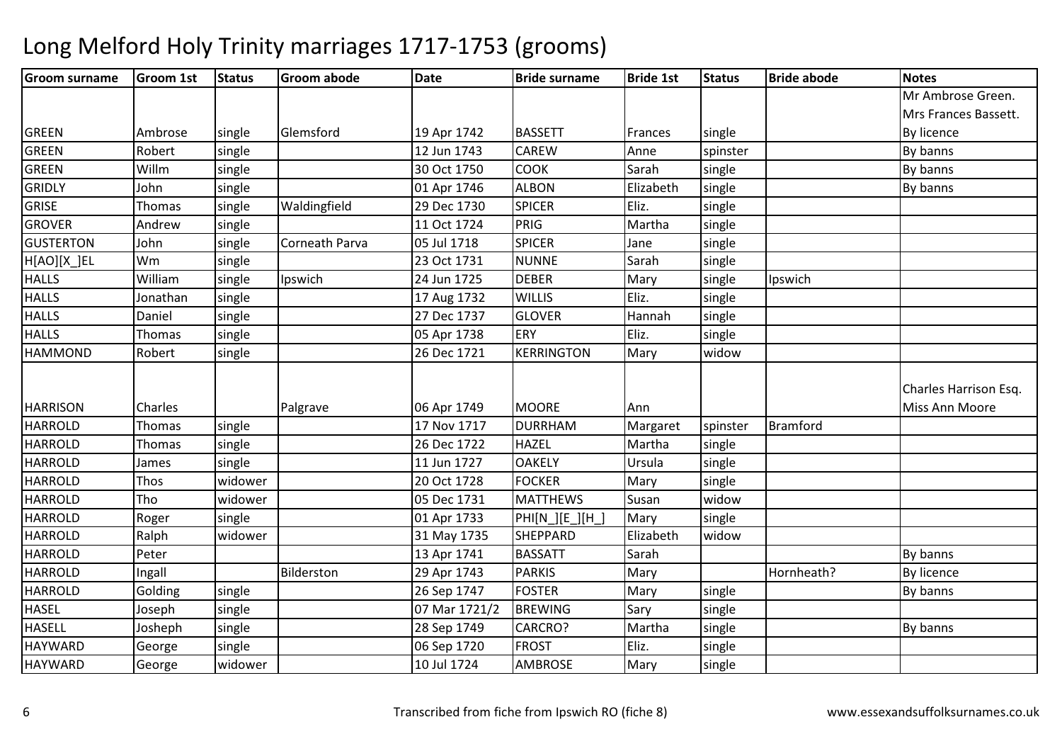# Long Melford Holy Trinity marriages 1717-1753 (grooms)

| Groom surname | Groom 1st | Status | Groom abode | Date | Bride surname | Bride 1st | Status | Bride abode | Notes |
|---|---|---|---|---|---|---|---|---|---|
| GREEN | Ambrose | single | Glemsford | 19 Apr 1742 | BASSETT | Frances | single | | Mr Ambrose Green. Mrs Frances Bassett. By licence |
| GREEN | Robert | single | | 12 Jun 1743 | CAREW | Anne | spinster | | By banns |
| GREEN | Willm | single | | 30 Oct 1750 | COOK | Sarah | single | | By banns |
| GRIDLY | John | single | | 01 Apr 1746 | ALBON | Elizabeth | single | | By banns |
| GRISE | Thomas | single | Waldingfield | 29 Dec 1730 | SPICER | Eliz. | single | | |
| GROVER | Andrew | single | | 11 Oct 1724 | PRIG | Martha | single | | |
| GUSTERTON | John | single | Corneath Parva | 05 Jul 1718 | SPICER | Jane | single | | |
| H[AO][X_]EL | Wm | single | | 23 Oct 1731 | NUNNE | Sarah | single | | |
| HALLS | William | single | Ipswich | 24 Jun 1725 | DEBER | Mary | single | Ipswich | |
| HALLS | Jonathan | single | | 17 Aug 1732 | WILLIS | Eliz. | single | | |
| HALLS | Daniel | single | | 27 Dec 1737 | GLOVER | Hannah | single | | |
| HALLS | Thomas | single | | 05 Apr 1738 | ERY | Eliz. | single | | |
| HAMMOND | Robert | single | | 26 Dec 1721 | KERRINGTON | Mary | widow | | |
| HARRISON | Charles | | Palgrave | 06 Apr 1749 | MOORE | Ann | | | Charles Harrison Esq. Miss Ann Moore |
| HARROLD | Thomas | single | | 17 Nov 1717 | DURRHAM | Margaret | spinster | Bramford | |
| HARROLD | Thomas | single | | 26 Dec 1722 | HAZEL | Martha | single | | |
| HARROLD | James | single | | 11 Jun 1727 | OAKELY | Ursula | single | | |
| HARROLD | Thos | widower | | 20 Oct 1728 | FOCKER | Mary | single | | |
| HARROLD | Tho | widower | | 05 Dec 1731 | MATTHEWS | Susan | widow | | |
| HARROLD | Roger | single | | 01 Apr 1733 | PHI[N_][E_][H_] | Mary | single | | |
| HARROLD | Ralph | widower | | 31 May 1735 | SHEPPARD | Elizabeth | widow | | |
| HARROLD | Peter | | | 13 Apr 1741 | BASSATT | Sarah | | | By banns |
| HARROLD | Ingall | | Bilderston | 29 Apr 1743 | PARKIS | Mary | | Hornheath? | By licence |
| HARROLD | Golding | single | | 26 Sep 1747 | FOSTER | Mary | single | | By banns |
| HASEL | Joseph | single | | 07 Mar 1721/2 | BREWING | Sary | single | | |
| HASELL | Josheph | single | | 28 Sep 1749 | CARCRO? | Martha | single | | By banns |
| HAYWARD | George | single | | 06 Sep 1720 | FROST | Eliz. | single | | |
| HAYWARD | George | widower | | 10 Jul 1724 | AMBROSE | Mary | single | | |

Transcribed from fiche from Ipswich RO (fiche 8)

www.essexandsuffolksurnames.co.uk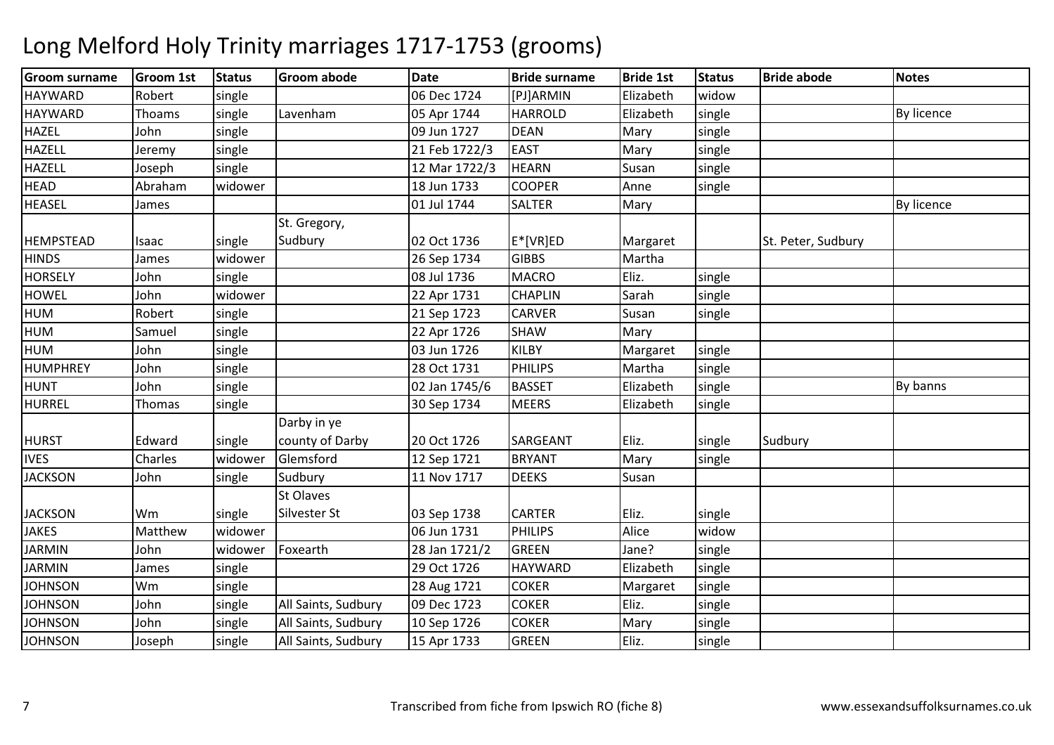# Long Melford Holy Trinity marriages 1717-1753 (grooms)

| Groom surname | Groom 1st | Status | Groom abode | Date | Bride surname | Bride 1st | Status | Bride abode | Notes |
|---|---|---|---|---|---|---|---|---|---|
| HAYWARD | Robert | single | | 06 Dec 1724 | [PJ]ARMIN | Elizabeth | widow | | |
| HAYWARD | Thoams | single | Lavenham | 05 Apr 1744 | HARROLD | Elizabeth | single | | By licence |
| HAZEL | John | single | | 09 Jun 1727 | DEAN | Mary | single | | |
| HAZELL | Jeremy | single | | 21 Feb 1722/3 | EAST | Mary | single | | |
| HAZELL | Joseph | single | | 12 Mar 1722/3 | HEARN | Susan | single | | |
| HEAD | Abraham | widower | | 18 Jun 1733 | COOPER | Anne | single | | |
| HEASEL | James | | | 01 Jul 1744 | SALTER | Mary | | | By licence |
| HEMPSTEAD | Isaac | single | St. Gregory, Sudbury | 02 Oct 1736 | E*[VR]ED | Margaret | | St. Peter, Sudbury | |
| HINDS | James | widower | | 26 Sep 1734 | GIBBS | Martha | | | |
| HORSELY | John | single | | 08 Jul 1736 | MACRO | Eliz. | single | | |
| HOWEL | John | widower | | 22 Apr 1731 | CHAPLIN | Sarah | single | | |
| HUM | Robert | single | | 21 Sep 1723 | CARVER | Susan | single | | |
| HUM | Samuel | single | | 22 Apr 1726 | SHAW | Mary | | | |
| HUM | John | single | | 03 Jun 1726 | KILBY | Margaret | single | | |
| HUMPHREY | John | single | | 28 Oct 1731 | PHILIPS | Martha | single | | |
| HUNT | John | single | | 02 Jan 1745/6 | BASSET | Elizabeth | single | | By banns |
| HURREL | Thomas | single | | 30 Sep 1734 | MEERS | Elizabeth | single | | |
| HURST | Edward | single | Darby in ye county of Darby | 20 Oct 1726 | SARGEANT | Eliz. | single | Sudbury | |
| IVES | Charles | widower | Glemsford | 12 Sep 1721 | BRYANT | Mary | single | | |
| JACKSON | John | single | Sudbury | 11 Nov 1717 | DEEKS | Susan | | | |
| JACKSON | Wm | single | St Olaves Silvester St | 03 Sep 1738 | CARTER | Eliz. | single | | |
| JAKES | Matthew | widower | | 06 Jun 1731 | PHILIPS | Alice | widow | | |
| JARMIN | John | widower | Foxearth | 28 Jan 1721/2 | GREEN | Jane? | single | | |
| JARMIN | James | single | | 29 Oct 1726 | HAYWARD | Elizabeth | single | | |
| JOHNSON | Wm | single | | 28 Aug 1721 | COKER | Margaret | single | | |
| JOHNSON | John | single | All Saints, Sudbury | 09 Dec 1723 | COKER | Eliz. | single | | |
| JOHNSON | John | single | All Saints, Sudbury | 10 Sep 1726 | COKER | Mary | single | | |
| JOHNSON | Joseph | single | All Saints, Sudbury | 15 Apr 1733 | GREEN | Eliz. | single | | |

Transcribed from fiche from Ipswich RO (fiche 8) www.essexandsuffolksurnames.co.uk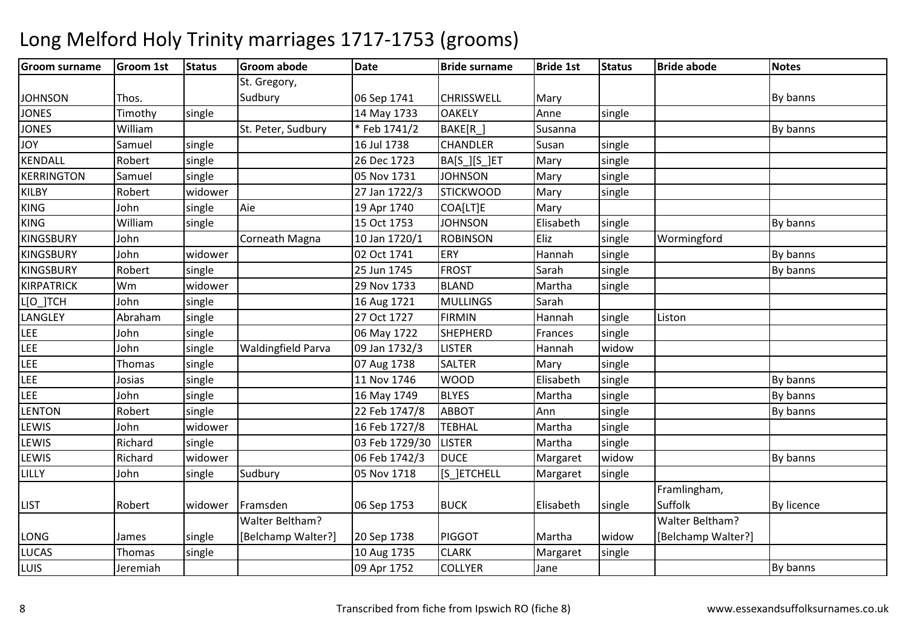# Long Melford Holy Trinity marriages 1717-1753 (grooms)

| Groom surname | Groom 1st | Status | Groom abode | Date | Bride surname | Bride 1st | Status | Bride abode | Notes |
|---|---|---|---|---|---|---|---|---|---|
| JOHNSON | Thos. | | St. Gregory, Sudbury | 06 Sep 1741 | CHRISSWELL | Mary | | | By banns |
| JONES | Timothy | single | | 14 May 1733 | OAKELY | Anne | single | | |
| JONES | William | | St. Peter, Sudbury | * Feb 1741/2 | BAKE[R_] | Susanna | | | By banns |
| JOY | Samuel | single | | 16 Jul 1738 | CHANDLER | Susan | single | | |
| KENDALL | Robert | single | | 26 Dec 1723 | BA[S_][S_]ET | Mary | single | | |
| KERRINGTON | Samuel | single | | 05 Nov 1731 | JOHNSON | Mary | single | | |
| KILBY | Robert | widower | | 27 Jan 1722/3 | STICKWOOD | Mary | single | | |
| KING | John | single | Aie | 19 Apr 1740 | COA[LT]E | Mary | | | |
| KING | William | single | | 15 Oct 1753 | JOHNSON | Elisabeth | single | | By banns |
| KINGSBURY | John | | Corneath Magna | 10 Jan 1720/1 | ROBINSON | Eliz | single | Wormingford | |
| KINGSBURY | John | widower | | 02 Oct 1741 | ERY | Hannah | single | | By banns |
| KINGSBURY | Robert | single | | 25 Jun 1745 | FROST | Sarah | single | | By banns |
| KIRPATRICK | Wm | widower | | 29 Nov 1733 | BLAND | Martha | single | | |
| L[O_]TCH | John | single | | 16 Aug 1721 | MULLINGS | Sarah | | | |
| LANGLEY | Abraham | single | | 27 Oct 1727 | FIRMIN | Hannah | single | Liston | |
| LEE | John | single | | 06 May 1722 | SHEPHERD | Frances | single | | |
| LEE | John | single | Waldingfield Parva | 09 Jan 1732/3 | LISTER | Hannah | widow | | |
| LEE | Thomas | single | | 07 Aug 1738 | SALTER | Mary | single | | |
| LEE | Josias | single | | 11 Nov 1746 | WOOD | Elisabeth | single | | By banns |
| LEE | John | single | | 16 May 1749 | BLYES | Martha | single | | By banns |
| LENTON | Robert | single | | 22 Feb 1747/8 | ABBOT | Ann | single | | By banns |
| LEWIS | John | widower | | 16 Feb 1727/8 | TEBHAL | Martha | single | | |
| LEWIS | Richard | single | | 03 Feb 1729/30 | LISTER | Martha | single | | |
| LEWIS | Richard | widower | | 06 Feb 1742/3 | DUCE | Margaret | widow | | By banns |
| LILLY | John | single | Sudbury | 05 Nov 1718 | [S_]ETCHELL | Margaret | single | | |
| LIST | Robert | widower | Framsden | 06 Sep 1753 | BUCK | Elisabeth | single | Framlingham, Suffolk | By licence |
| LONG | James | single | Walter Beltham? [Belchamp Walter?] | 20 Sep 1738 | PIGGOT | Martha | widow | Walter Beltham? [Belchamp Walter?] | |
| LUCAS | Thomas | single | | 10 Aug 1735 | CLARK | Margaret | single | | |
| LUIS | Jeremiah | | | 09 Apr 1752 | COLLYER | Jane | | | By banns |

Transcribed from fiche from Ipswich RO (fiche 8) www.essexandsuffolksurnames.co.uk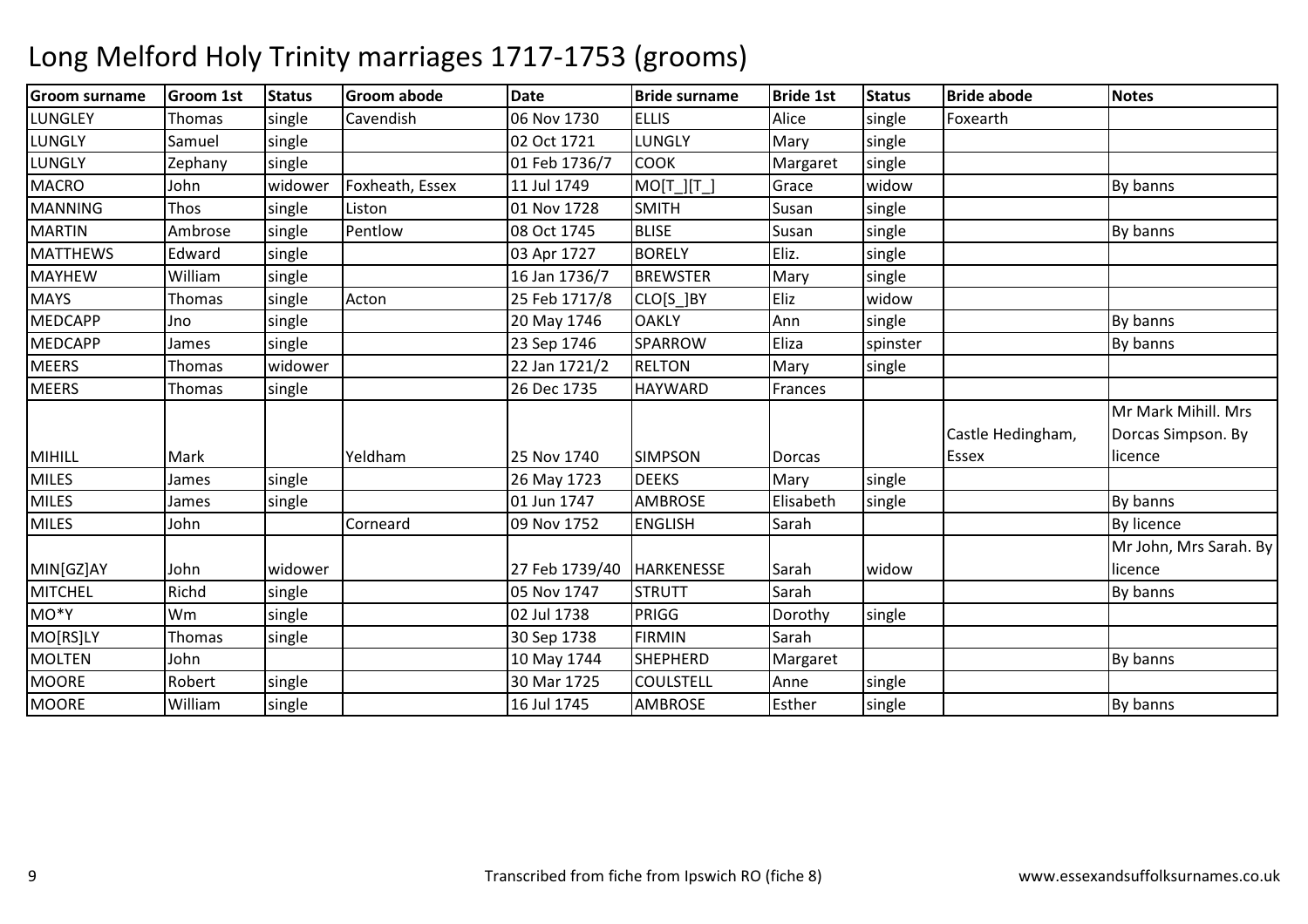# Long Melford Holy Trinity marriages 1717-1753 (grooms)

| Groom surname | Groom 1st | Status | Groom abode | Date | Bride surname | Bride 1st | Status | Bride abode | Notes |
|---|---|---|---|---|---|---|---|---|---|
| LUNGLEY | Thomas | single | Cavendish | 06 Nov 1730 | ELLIS | Alice | single | Foxearth | |
| LUNGLY | Samuel | single | | 02 Oct 1721 | LUNGLY | Mary | single | | |
| LUNGLY | Zephany | single | | 01 Feb 1736/7 | COOK | Margaret | single | | |
| MACRO | John | widower | Foxheath, Essex | 11 Jul 1749 | MO[T_][T_] | Grace | widow | | By banns |
| MANNING | Thos | single | Liston | 01 Nov 1728 | SMITH | Susan | single | | |
| MARTIN | Ambrose | single | Pentlow | 08 Oct 1745 | BLISE | Susan | single | | By banns |
| MATTHEWS | Edward | single | | 03 Apr 1727 | BORELY | Eliz. | single | | |
| MAYHEW | William | single | | 16 Jan 1736/7 | BREWSTER | Mary | single | | |
| MAYS | Thomas | single | Acton | 25 Feb 1717/8 | CLO[S_]BY | Eliz | widow | | |
| MEDCAPP | Jno | single | | 20 May 1746 | OAKLY | Ann | single | | By banns |
| MEDCAPP | James | single | | 23 Sep 1746 | SPARROW | Eliza | spinster | | By banns |
| MEERS | Thomas | widower | | 22 Jan 1721/2 | RELTON | Mary | single | | |
| MEERS | Thomas | single | | 26 Dec 1735 | HAYWARD | Frances | | | |
| MIHILL | Mark | | Yeldham | 25 Nov 1740 | SIMPSON | Dorcas | | Castle Hedingham, Essex | Mr Mark Mihill. Mrs Dorcas Simpson. By licence |
| MILES | James | single | | 26 May 1723 | DEEKS | Mary | single | | |
| MILES | James | single | | 01 Jun 1747 | AMBROSE | Elisabeth | single | | By banns |
| MILES | John | | Corneard | 09 Nov 1752 | ENGLISH | Sarah | | | By licence |
| MIN[GZ]AY | John | widower | | 27 Feb 1739/40 | HARKENESSE | Sarah | widow | | Mr John, Mrs Sarah. By licence |
| MITCHEL | Richd | single | | 05 Nov 1747 | STRUTT | Sarah | | | By banns |
| MO*Y | Wm | single | | 02 Jul 1738 | PRIGG | Dorothy | single | | |
| MO[RS]LY | Thomas | single | | 30 Sep 1738 | FIRMIN | Sarah | | | |
| MOLTEN | John | | | 10 May 1744 | SHEPHERD | Margaret | | | By banns |
| MOORE | Robert | single | | 30 Mar 1725 | COULSTELL | Anne | single | | |
| MOORE | William | single | | 16 Jul 1745 | AMBROSE | Esther | single | | By banns |

Transcribed from fiche from Ipswich RO (fiche 8) www.essexandsuffolksurnames.co.uk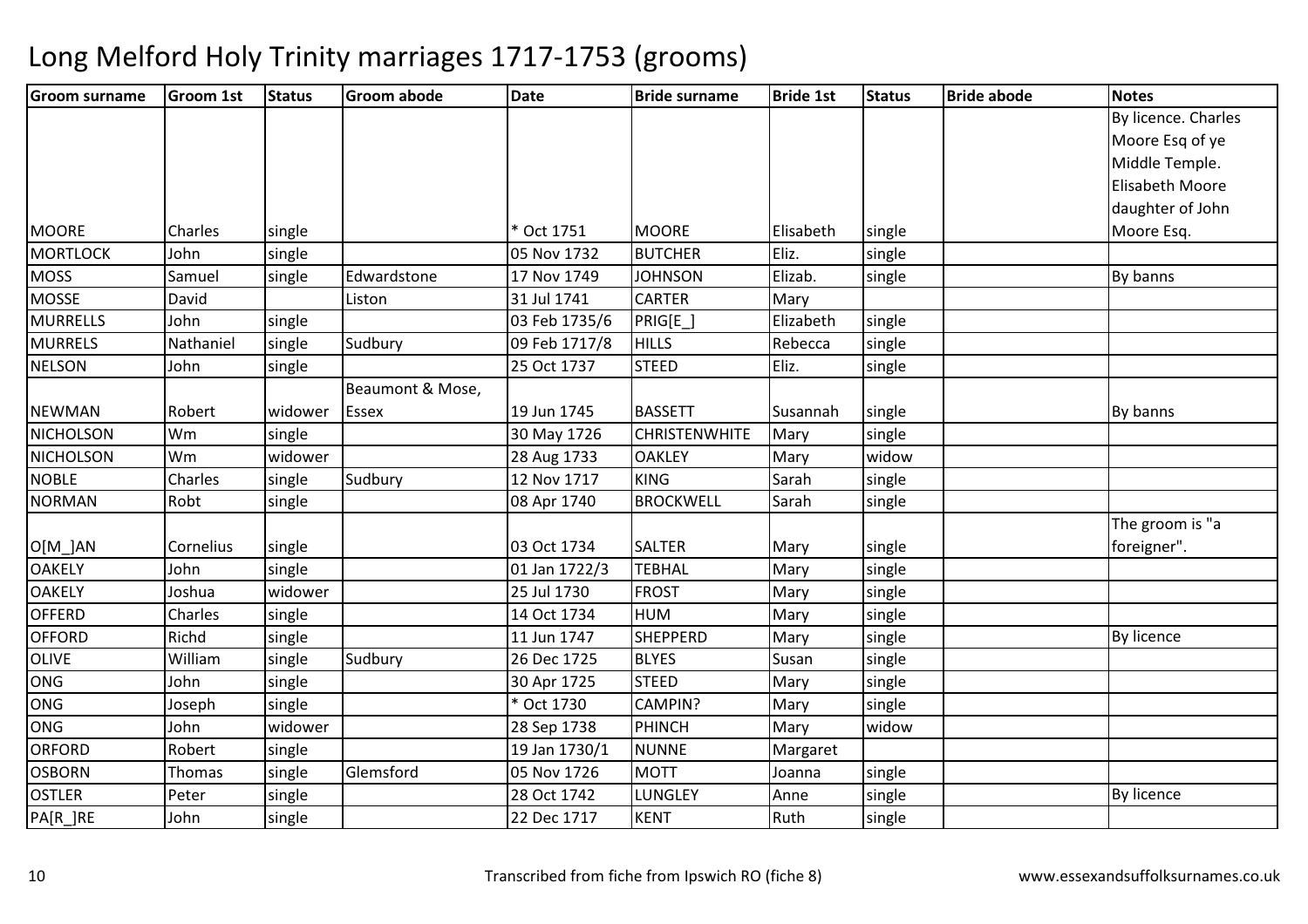# Long Melford Holy Trinity marriages 1717-1753 (grooms)

| Groom surname | Groom 1st | Status | Groom abode | Date | Bride surname | Bride 1st | Status | Bride abode | Notes |
|---|---|---|---|---|---|---|---|---|---|
| MOORE | Charles | single | | * Oct 1751 | MOORE | Elisabeth | single | | By licence. Charles Moore Esq of ye Middle Temple. Elisabeth Moore daughter of John Moore Esq. |
| MORTLOCK | John | single | | 05 Nov 1732 | BUTCHER | Eliz. | single | | |
| MOSS | Samuel | single | Edwardstone | 17 Nov 1749 | JOHNSON | Elizab. | single | | By banns |
| MOSSE | David | | Liston | 31 Jul 1741 | CARTER | Mary | | | |
| MURRELLS | John | single | | 03 Feb 1735/6 | PRIG[E_] | Elizabeth | single | | |
| MURRELS | Nathaniel | single | Sudbury | 09 Feb 1717/8 | HILLS | Rebecca | single | | |
| NELSON | John | single | | 25 Oct 1737 | STEED | Eliz. | single | | |
| NEWMAN | Robert | widower | Beaumont & Mose, Essex | 19 Jun 1745 | BASSETT | Susannah | single | | By banns |
| NICHOLSON | Wm | single | | 30 May 1726 | CHRISTENWHITE | Mary | single | | |
| NICHOLSON | Wm | widower | | 28 Aug 1733 | OAKLEY | Mary | widow | | |
| NOBLE | Charles | single | Sudbury | 12 Nov 1717 | KING | Sarah | single | | |
| NORMAN | Robt | single | | 08 Apr 1740 | BROCKWELL | Sarah | single | | |
| O[M_]AN | Cornelius | single | | 03 Oct 1734 | SALTER | Mary | single | | The groom is "a foreigner". |
| OAKELY | John | single | | 01 Jan 1722/3 | TEBHAL | Mary | single | | |
| OAKELY | Joshua | widower | | 25 Jul 1730 | FROST | Mary | single | | |
| OFFERD | Charles | single | | 14 Oct 1734 | HUM | Mary | single | | |
| OFFORD | Richd | single | | 11 Jun 1747 | SHEPPERD | Mary | single | | By licence |
| OLIVE | William | single | Sudbury | 26 Dec 1725 | BLYES | Susan | single | | |
| ONG | John | single | | 30 Apr 1725 | STEED | Mary | single | | |
| ONG | Joseph | single | | * Oct 1730 | CAMPIN? | Mary | single | | |
| ONG | John | widower | | 28 Sep 1738 | PHINCH | Mary | widow | | |
| ORFORD | Robert | single | | 19 Jan 1730/1 | NUNNE | Margaret | | | |
| OSBORN | Thomas | single | Glemsford | 05 Nov 1726 | MOTT | Joanna | single | | |
| OSTLER | Peter | single | | 28 Oct 1742 | LUNGLEY | Anne | single | | By licence |
| PA[R_]RE | John | single | | 22 Dec 1717 | KENT | Ruth | single | | |

Transcribed from fiche from Ipswich RO (fiche 8)

www.essexandsuffolksurnames.co.uk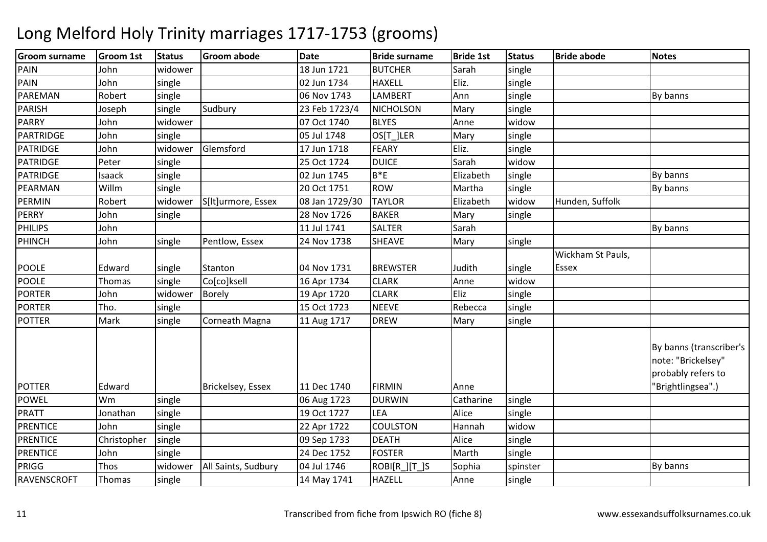# Long Melford Holy Trinity marriages 1717-1753 (grooms)

| Groom surname | Groom 1st | Status | Groom abode | Date | Bride surname | Bride 1st | Status | Bride abode | Notes |
|---|---|---|---|---|---|---|---|---|---|
| PAIN | John | widower | | 18 Jun 1721 | BUTCHER | Sarah | single | | |
| PAIN | John | single | | 02 Jun 1734 | HAXELL | Eliz. | single | | |
| PAREMAN | Robert | single | | 06 Nov 1743 | LAMBERT | Ann | single | | By banns |
| PARISH | Joseph | single | Sudbury | 23 Feb 1723/4 | NICHOLSON | Mary | single | | |
| PARRY | John | widower | | 07 Oct 1740 | BLYES | Anne | widow | | |
| PARTRIDGE | John | single | | 05 Jul 1748 | OS[T_]LER | Mary | single | | |
| PATRIDGE | John | widower | Glemsford | 17 Jun 1718 | FEARY | Eliz. | single | | |
| PATRIDGE | Peter | single | | 25 Oct 1724 | DUICE | Sarah | widow | | |
| PATRIDGE | Isaack | single | | 02 Jun 1745 | B*E | Elizabeth | single | | By banns |
| PEARMAN | Willm | single | | 20 Oct 1751 | ROW | Martha | single | | By banns |
| PERMIN | Robert | widower | S[lt]urmore, Essex | 08 Jan 1729/30 | TAYLOR | Elizabeth | widow | Hunden, Suffolk | |
| PERRY | John | single | | 28 Nov 1726 | BAKER | Mary | single | | |
| PHILIPS | John | | | 11 Jul 1741 | SALTER | Sarah | | | By banns |
| PHINCH | John | single | Pentlow, Essex | 24 Nov 1738 | SHEAVE | Mary | single | | |
| POOLE | Edward | single | Stanton | 04 Nov 1731 | BREWSTER | Judith | single | Wickham St Pauls, Essex | |
| POOLE | Thomas | single | Co[co]ksell | 16 Apr 1734 | CLARK | Anne | widow | | |
| PORTER | John | widower | Borely | 19 Apr 1720 | CLARK | Eliz | single | | |
| PORTER | Tho. | single | | 15 Oct 1723 | NEEVE | Rebecca | single | | |
| POTTER | Mark | single | Corneath Magna | 11 Aug 1717 | DREW | Mary | single | | |
| POTTER | Edward | | Brickelsey, Essex | 11 Dec 1740 | FIRMIN | Anne | | | By banns (transcriber's note: "Brickelsey" probably refers to "Brightlingsea".) |
| POWEL | Wm | single | | 06 Aug 1723 | DURWIN | Catharine | single | | |
| PRATT | Jonathan | single | | 19 Oct 1727 | LEA | Alice | single | | |
| PRENTICE | John | single | | 22 Apr 1722 | COULSTON | Hannah | widow | | |
| PRENTICE | Christopher | single | | 09 Sep 1733 | DEATH | Alice | single | | |
| PRENTICE | John | single | | 24 Dec 1752 | FOSTER | Marth | single | | |
| PRIGG | Thos | widower | All Saints, Sudbury | 04 Jul 1746 | ROBI[R_][T_]S | Sophia | spinster | | By banns |
| RAVENSCROFT | Thomas | single | | 14 May 1741 | HAZELL | Anne | single | | |

Transcribed from fiche from Ipswich RO (fiche 8)

www.essexandsuffolksurnames.co.uk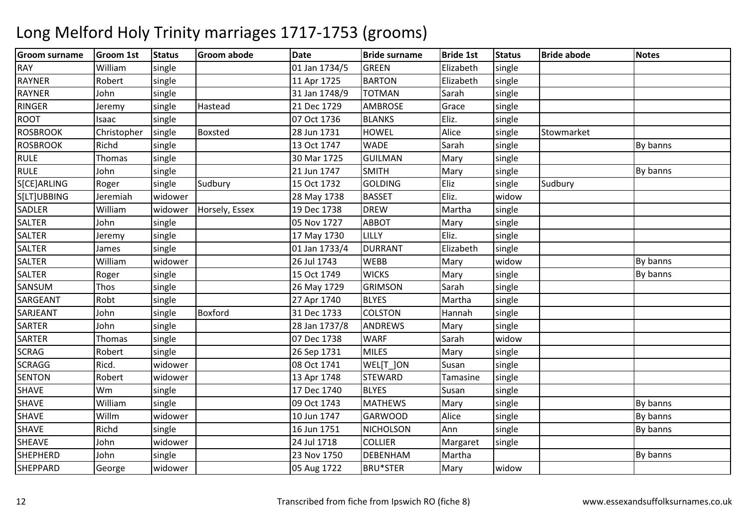# Long Melford Holy Trinity marriages 1717-1753 (grooms)

| Groom surname | Groom 1st | Status | Groom abode | Date | Bride surname | Bride 1st | Status | Bride abode | Notes |
|---|---|---|---|---|---|---|---|---|---|
| RAY | William | single | | 01 Jan 1734/5 | GREEN | Elizabeth | single | | |
| RAYNER | Robert | single | | 11 Apr 1725 | BARTON | Elizabeth | single | | |
| RAYNER | John | single | | 31 Jan 1748/9 | TOTMAN | Sarah | single | | |
| RINGER | Jeremy | single | Hastead | 21 Dec 1729 | AMBROSE | Grace | single | | |
| ROOT | Isaac | single | | 07 Oct 1736 | BLANKS | Eliz. | single | | |
| ROSBROOK | Christopher | single | Boxsted | 28 Jun 1731 | HOWEL | Alice | single | Stowmarket | |
| ROSBROOK | Richd | single | | 13 Oct 1747 | WADE | Sarah | single | | By banns |
| RULE | Thomas | single | | 30 Mar 1725 | GUILMAN | Mary | single | | |
| RULE | John | single | | 21 Jun 1747 | SMITH | Mary | single | | By banns |
| S[CE]ARLING | Roger | single | Sudbury | 15 Oct 1732 | GOLDING | Eliz | single | Sudbury | |
| S[LT]UBBING | Jeremiah | widower | | 28 May 1738 | BASSET | Eliz. | widow | | |
| SADLER | William | widower | Horsely, Essex | 19 Dec 1738 | DREW | Martha | single | | |
| SALTER | John | single | | 05 Nov 1727 | ABBOT | Mary | single | | |
| SALTER | Jeremy | single | | 17 May 1730 | LILLY | Eliz. | single | | |
| SALTER | James | single | | 01 Jan 1733/4 | DURRANT | Elizabeth | single | | |
| SALTER | William | widower | | 26 Jul 1743 | WEBB | Mary | widow | | By banns |
| SALTER | Roger | single | | 15 Oct 1749 | WICKS | Mary | single | | By banns |
| SANSUM | Thos | single | | 26 May 1729 | GRIMSON | Sarah | single | | |
| SARGEANT | Robt | single | | 27 Apr 1740 | BLYES | Martha | single | | |
| SARJEANT | John | single | Boxford | 31 Dec 1733 | COLSTON | Hannah | single | | |
| SARTER | John | single | | 28 Jan 1737/8 | ANDREWS | Mary | single | | |
| SARTER | Thomas | single | | 07 Dec 1738 | WARF | Sarah | widow | | |
| SCRAG | Robert | single | | 26 Sep 1731 | MILES | Mary | single | | |
| SCRAGG | Ricd. | widower | | 08 Oct 1741 | WEL[T_]ON | Susan | single | | |
| SENTON | Robert | widower | | 13 Apr 1748 | STEWARD | Tamasine | single | | |
| SHAVE | Wm | single | | 17 Dec 1740 | BLYES | Susan | single | | |
| SHAVE | William | single | | 09 Oct 1743 | MATHEWS | Mary | single | | By banns |
| SHAVE | Willm | widower | | 10 Jun 1747 | GARWOOD | Alice | single | | By banns |
| SHAVE | Richd | single | | 16 Jun 1751 | NICHOLSON | Ann | single | | By banns |
| SHEAVE | John | widower | | 24 Jul 1718 | COLLIER | Margaret | single | | |
| SHEPHERD | John | single | | 23 Nov 1750 | DEBENHAM | Martha | | | By banns |
| SHEPPARD | George | widower | | 05 Aug 1722 | BRU*STER | Mary | widow | | |

Transcribed from fiche from Ipswich RO (fiche 8)

www.essexandsuffolksurnames.co.uk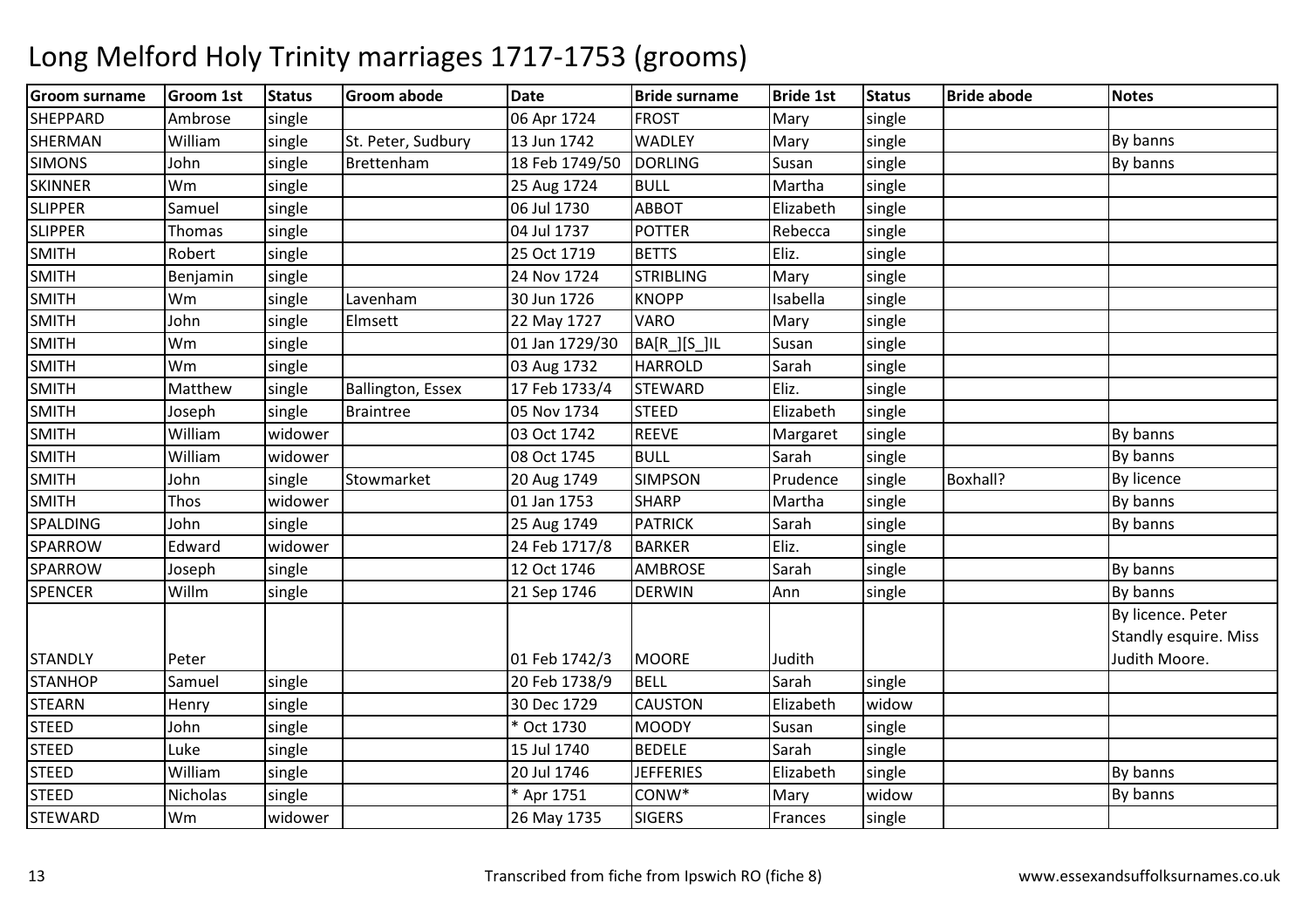# Long Melford Holy Trinity marriages 1717-1753 (grooms)

| Groom surname | Groom 1st | Status | Groom abode | Date | Bride surname | Bride 1st | Status | Bride abode | Notes |
|---|---|---|---|---|---|---|---|---|---|
| SHEPPARD | Ambrose | single | | 06 Apr 1724 | FROST | Mary | single | | |
| SHERMAN | William | single | St. Peter, Sudbury | 13 Jun 1742 | WADLEY | Mary | single | | By banns |
| SIMONS | John | single | Brettenham | 18 Feb 1749/50 | DORLING | Susan | single | | By banns |
| SKINNER | Wm | single | | 25 Aug 1724 | BULL | Martha | single | | |
| SLIPPER | Samuel | single | | 06 Jul 1730 | ABBOT | Elizabeth | single | | |
| SLIPPER | Thomas | single | | 04 Jul 1737 | POTTER | Rebecca | single | | |
| SMITH | Robert | single | | 25 Oct 1719 | BETTS | Eliz. | single | | |
| SMITH | Benjamin | single | | 24 Nov 1724 | STRIBLING | Mary | single | | |
| SMITH | Wm | single | Lavenham | 30 Jun 1726 | KNOPP | Isabella | single | | |
| SMITH | John | single | Elmsett | 22 May 1727 | VARO | Mary | single | | |
| SMITH | Wm | single | | 01 Jan 1729/30 | BA[R_][S_]IL | Susan | single | | |
| SMITH | Wm | single | | 03 Aug 1732 | HARROLD | Sarah | single | | |
| SMITH | Matthew | single | Ballington, Essex | 17 Feb 1733/4 | STEWARD | Eliz. | single | | |
| SMITH | Joseph | single | Braintree | 05 Nov 1734 | STEED | Elizabeth | single | | |
| SMITH | William | widower | | 03 Oct 1742 | REEVE | Margaret | single | | By banns |
| SMITH | William | widower | | 08 Oct 1745 | BULL | Sarah | single | | By banns |
| SMITH | John | single | Stowmarket | 20 Aug 1749 | SIMPSON | Prudence | single | Boxhall? | By licence |
| SMITH | Thos | widower | | 01 Jan 1753 | SHARP | Martha | single | | By banns |
| SPALDING | John | single | | 25 Aug 1749 | PATRICK | Sarah | single | | By banns |
| SPARROW | Edward | widower | | 24 Feb 1717/8 | BARKER | Eliz. | single | | |
| SPARROW | Joseph | single | | 12 Oct 1746 | AMBROSE | Sarah | single | | By banns |
| SPENCER | Willm | single | | 21 Sep 1746 | DERWIN | Ann | single | | By banns |
| STANDLY | Peter | | | 01 Feb 1742/3 | MOORE | Judith | | | By licence. Peter Standly esquire. Miss Judith Moore. |
| STANHOP | Samuel | single | | 20 Feb 1738/9 | BELL | Sarah | single | | |
| STEARN | Henry | single | | 30 Dec 1729 | CAUSTON | Elizabeth | widow | | |
| STEED | John | single | | * Oct 1730 | MOODY | Susan | single | | |
| STEED | Luke | single | | 15 Jul 1740 | BEDELE | Sarah | single | | |
| STEED | William | single | | 20 Jul 1746 | JEFFERIES | Elizabeth | single | | By banns |
| STEED | Nicholas | single | | * Apr 1751 | CONW* | Mary | widow | | By banns |
| STEWARD | Wm | widower | | 26 May 1735 | SIGERS | Frances | single | | |

Transcribed from fiche from Ipswich RO (fiche 8) www.essexandsuffolksurnames.co.uk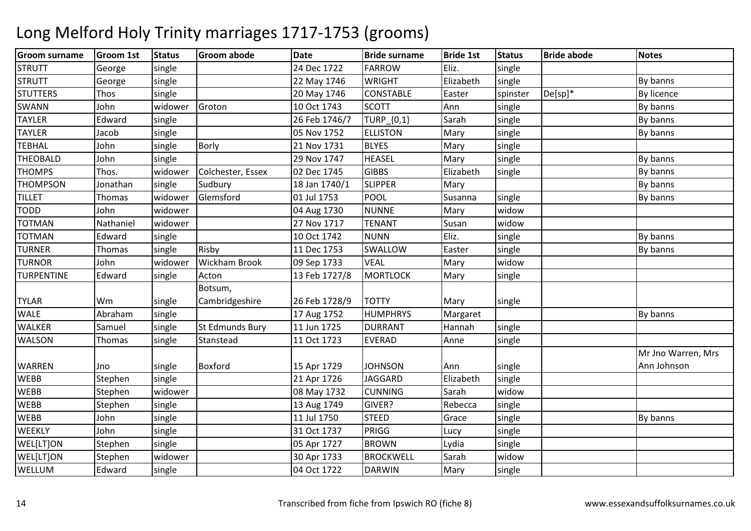# Long Melford Holy Trinity marriages 1717-1753 (grooms)

| Groom surname | Groom 1st | Status | Groom abode | Date | Bride surname | Bride 1st | Status | Bride abode | Notes |
|---|---|---|---|---|---|---|---|---|---|
| STRUTT | George | single | | 24 Dec 1722 | FARROW | Eliz. | single | | |
| STRUTT | George | single | | 22 May 1746 | WRIGHT | Elizabeth | single | | By banns |
| STUTTERS | Thos | single | | 20 May 1746 | CONSTABLE | Easter | spinster | De[sp]* | By licence |
| SWANN | John | widower | Groton | 10 Oct 1743 | SCOTT | Ann | single | | By banns |
| TAYLER | Edward | single | | 26 Feb 1746/7 | TURP_{0,1} | Sarah | single | | By banns |
| TAYLER | Jacob | single | | 05 Nov 1752 | ELLISTON | Mary | single | | By banns |
| TEBHAL | John | single | Borly | 21 Nov 1731 | BLYES | Mary | single | | |
| THEOBALD | John | single | | 29 Nov 1747 | HEASEL | Mary | single | | By banns |
| THOMPS | Thos. | widower | Colchester, Essex | 02 Dec 1745 | GIBBS | Elizabeth | single | | By banns |
| THOMPSON | Jonathan | single | Sudbury | 18 Jan 1740/1 | SLIPPER | Mary | | | By banns |
| TILLET | Thomas | widower | Glemsford | 01 Jul 1753 | POOL | Susanna | single | | By banns |
| TODD | John | widower | | 04 Aug 1730 | NUNNE | Mary | widow | | |
| TOTMAN | Nathaniel | widower | | 27 Nov 1717 | TENANT | Susan | widow | | |
| TOTMAN | Edward | single | | 10 Oct 1742 | NUNN | Eliz. | single | | By banns |
| TURNER | Thomas | single | Risby | 11 Dec 1753 | SWALLOW | Easter | single | | By banns |
| TURNOR | John | widower | Wickham Brook | 09 Sep 1733 | VEAL | Mary | widow | | |
| TURPENTINE | Edward | single | Acton | 13 Feb 1727/8 | MORTLOCK | Mary | single | | |
| TYLAR | Wm | single | Botsum, Cambridgeshire | 26 Feb 1728/9 | TOTTY | Mary | single | | |
| WALE | Abraham | single | | 17 Aug 1752 | HUMPHRYS | Margaret | | | By banns |
| WALKER | Samuel | single | St Edmunds Bury | 11 Jun 1725 | DURRANT | Hannah | single | | |
| WALSON | Thomas | single | Stanstead | 11 Oct 1723 | EVERAD | Anne | single | | |
| WARREN | Jno | single | Boxford | 15 Apr 1729 | JOHNSON | Ann | single | | Mr Jno Warren, Mrs Ann Johnson |
| WEBB | Stephen | single | | 21 Apr 1726 | JAGGARD | Elizabeth | single | | |
| WEBB | Stephen | widower | | 08 May 1732 | CUNNING | Sarah | widow | | |
| WEBB | Stephen | single | | 13 Aug 1749 | GIVER? | Rebecca | single | | |
| WEBB | John | single | | 11 Jul 1750 | STEED | Grace | single | | By banns |
| WEEKLY | John | single | | 31 Oct 1737 | PRIGG | Lucy | single | | |
| WEL[LT]ON | Stephen | single | | 05 Apr 1727 | BROWN | Lydia | single | | |
| WEL[LT]ON | Stephen | widower | | 30 Apr 1733 | BROCKWELL | Sarah | widow | | |
| WELLUM | Edward | single | | 04 Oct 1722 | DARWIN | Mary | single | | |

Transcribed from fiche from Ipswich RO (fiche 8)

www.essexandsuffolksurnames.co.uk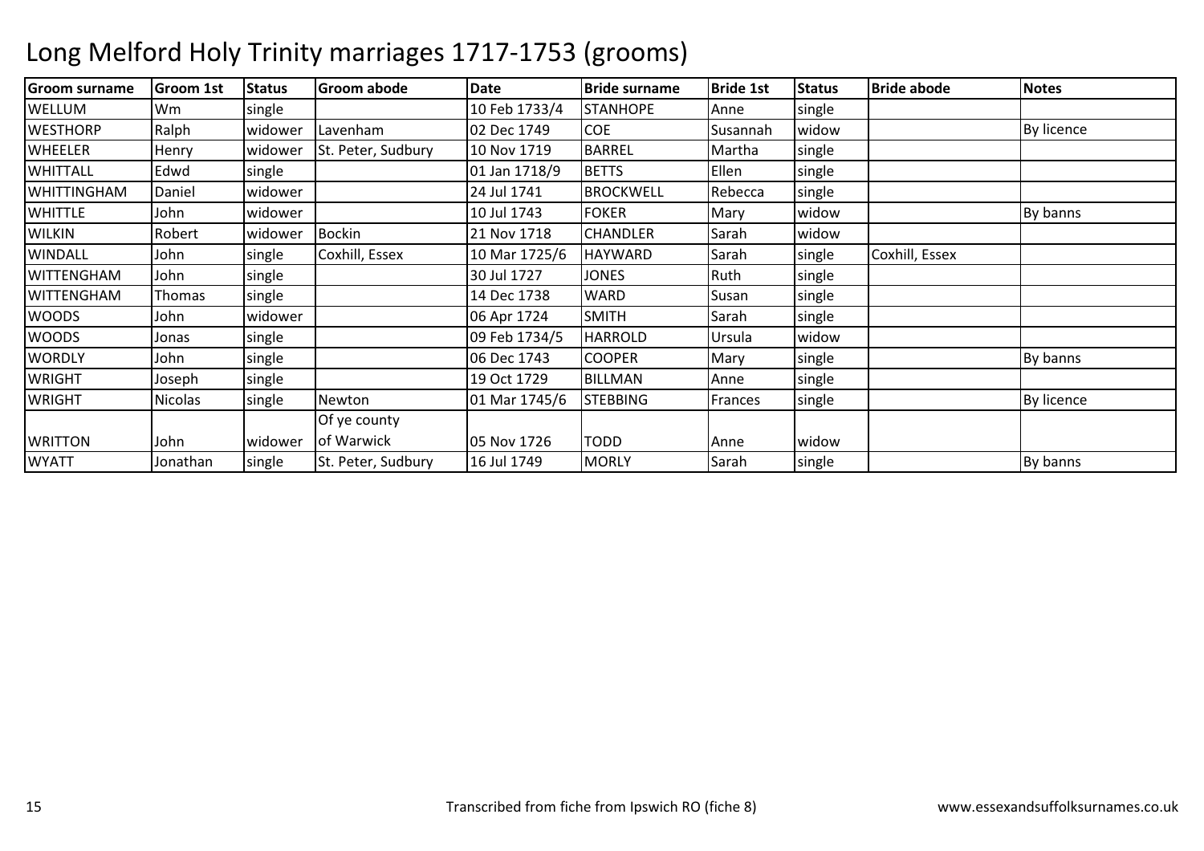# Long Melford Holy Trinity marriages 1717-1753 (grooms)

| Groom surname | Groom 1st | Status | Groom abode | Date | Bride surname | Bride 1st | Status | Bride abode | Notes |
|---|---|---|---|---|---|---|---|---|---|
| WELLUM | Wm | single | | 10 Feb 1733/4 | STANHOPE | Anne | single | | |
| WESTHORP | Ralph | widower | Lavenham | 02 Dec 1749 | COE | Susannah | widow | | By licence |
| WHEELER | Henry | widower | St. Peter, Sudbury | 10 Nov 1719 | BARREL | Martha | single | | |
| WHITTALL | Edwd | single | | 01 Jan 1718/9 | BETTS | Ellen | single | | |
| WHITTINGHAM | Daniel | widower | | 24 Jul 1741 | BROCKWELL | Rebecca | single | | |
| WHITTLE | John | widower | | 10 Jul 1743 | FOKER | Mary | widow | | By banns |
| WILKIN | Robert | widower | Bockin | 21 Nov 1718 | CHANDLER | Sarah | widow | | |
| WINDALL | John | single | Coxhill, Essex | 10 Mar 1725/6 | HAYWARD | Sarah | single | Coxhill, Essex | |
| WITTENGHAM | John | single | | 30 Jul 1727 | JONES | Ruth | single | | |
| WITTENGHAM | Thomas | single | | 14 Dec 1738 | WARD | Susan | single | | |
| WOODS | John | widower | | 06 Apr 1724 | SMITH | Sarah | single | | |
| WOODS | Jonas | single | | 09 Feb 1734/5 | HARROLD | Ursula | widow | | |
| WORDLY | John | single | | 06 Dec 1743 | COOPER | Mary | single | | By banns |
| WRIGHT | Joseph | single | | 19 Oct 1729 | BILLMAN | Anne | single | | |
| WRIGHT | Nicolas | single | Newton | 01 Mar 1745/6 | STEBBING | Frances | single | | By licence |
| WRITTON | John | widower | Of ye county of Warwick | 05 Nov 1726 | TODD | Anne | widow | | |
| WYATT | Jonathan | single | St. Peter, Sudbury | 16 Jul 1749 | MORLY | Sarah | single | | By banns |

Transcribed from fiche from Ipswich RO (fiche 8)

www.essexandsuffolksurnames.co.uk